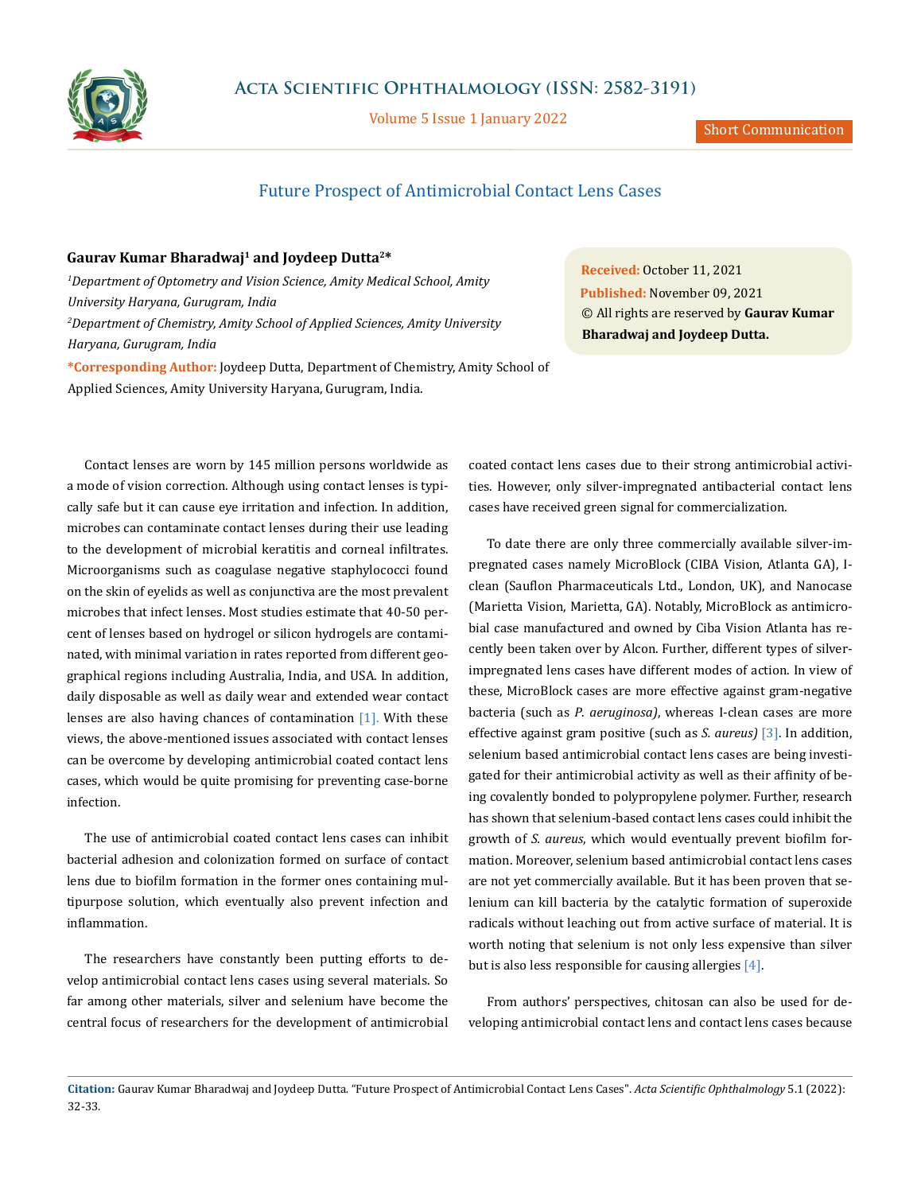# Future Prospect of Antimicrobial Contact Lens Cases

**Gaurav Kumar Bharadwaj[1] and Joydeep Dutta[2]***

[1]*Department of Optometry and Vision Science, Amity Medical School, Amity University Haryana, Gurugram, India*

[2]*Department of Chemistry, Amity School of Applied Sciences, Amity University Haryana, Gurugram, India*

***Corresponding Author:** Joydeep Dutta, Department of Chemistry, Amity School of Applied Sciences, Amity University Haryana, Gurugram, India.

**Received:** October 11, 2021
**Published:** November 09, 2021
© All rights are reserved by **Gaurav Kumar Bharadwaj and Joydeep Dutta.**

Contact lenses are worn by 145 million persons worldwide as a mode of vision correction. Although using contact lenses is typically safe but it can cause eye irritation and infection. In addition, microbes can contaminate contact lenses during their use leading to the development of microbial keratitis and corneal infiltrates. Microorganisms such as coagulase negative staphylococci found on the skin of eyelids as well as conjunctiva are the most prevalent microbes that infect lenses. Most studies estimate that 40-50 percent of lenses based on hydrogel or silicon hydrogels are contaminated, with minimal variation in rates reported from different geographical regions including Australia, India, and USA. In addition, daily disposable as well as daily wear and extended wear contact lenses are also having chances of contamination [1]. With these views, the above-mentioned issues associated with contact lenses can be overcome by developing antimicrobial coated contact lens cases, which would be quite promising for preventing case-borne infection.

The use of antimicrobial coated contact lens cases can inhibit bacterial adhesion and colonization formed on surface of contact lens due to biofilm formation in the former ones containing multipurpose solution, which eventually also prevent infection and inflammation.

The researchers have constantly been putting efforts to develop antimicrobial contact lens cases using several materials. So far among other materials, silver and selenium have become the central focus of researchers for the development of antimicrobial coated contact lens cases due to their strong antimicrobial activities. However, only silver-impregnated antibacterial contact lens cases have received green signal for commercialization.

To date there are only three commercially available silver-impregnated cases namely MicroBlock (CIBA Vision, Atlanta GA), I-clean (Sauflon Pharmaceuticals Ltd., London, UK), and Nanocase (Marietta Vision, Marietta, GA). Notably, MicroBlock as antimicrobial case manufactured and owned by Ciba Vision Atlanta has recently been taken over by Alcon. Further, different types of silver-impregnated lens cases have different modes of action. In view of these, MicroBlock cases are more effective against gram-negative bacteria (such as *P. aeruginosa)*, whereas I-clean cases are more effective against gram positive (such as *S. aureus)* [3]. In addition, selenium based antimicrobial contact lens cases are being investigated for their antimicrobial activity as well as their affinity of being covalently bonded to polypropylene polymer. Further, research has shown that selenium-based contact lens cases could inhibit the growth of *S. aureus*, which would eventually prevent biofilm formation. Moreover, selenium based antimicrobial contact lens cases are not yet commercially available. But it has been proven that selenium can kill bacteria by the catalytic formation of superoxide radicals without leaching out from active surface of material. It is worth noting that selenium is not only less expensive than silver but is also less responsible for causing allergies [4].

From authors' perspectives, chitosan can also be used for developing antimicrobial contact lens and contact lens cases because

**Citation:** Gaurav Kumar Bharadwaj and Joydeep Dutta. "Future Prospect of Antimicrobial Contact Lens Cases". *Acta Scientific Ophthalmology* 5.1 (2022): 32-33.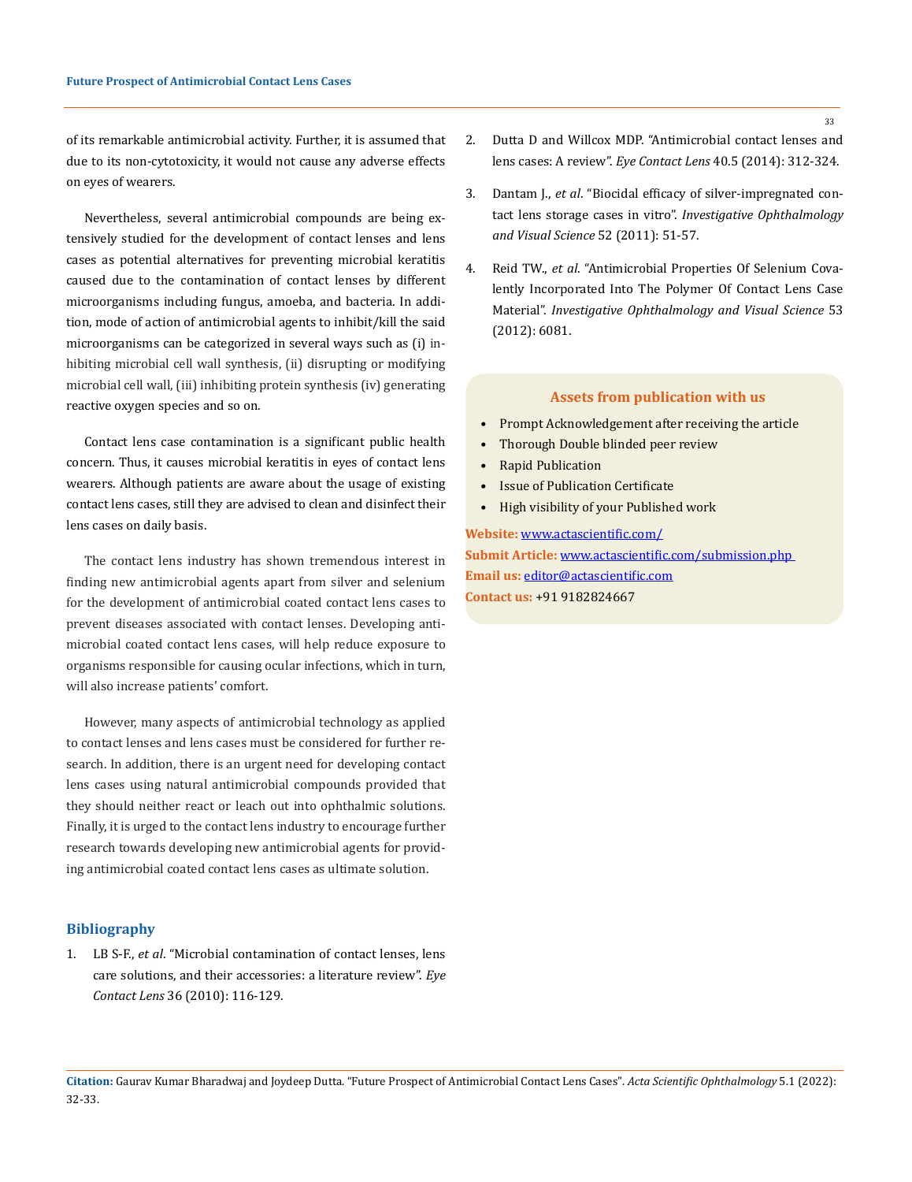of its remarkable antimicrobial activity. Further, it is assumed that due to its non-cytotoxicity, it would not cause any adverse effects on eyes of wearers.

Nevertheless, several antimicrobial compounds are being extensively studied for the development of contact lenses and lens cases as potential alternatives for preventing microbial keratitis caused due to the contamination of contact lenses by different microorganisms including fungus, amoeba, and bacteria. In addition, mode of action of antimicrobial agents to inhibit/kill the said microorganisms can be categorized in several ways such as (i) inhibiting microbial cell wall synthesis, (ii) disrupting or modifying microbial cell wall, (iii) inhibiting protein synthesis (iv) generating reactive oxygen species and so on.

Contact lens case contamination is a significant public health concern. Thus, it causes microbial keratitis in eyes of contact lens wearers. Although patients are aware about the usage of existing contact lens cases, still they are advised to clean and disinfect their lens cases on daily basis.

The contact lens industry has shown tremendous interest in finding new antimicrobial agents apart from silver and selenium for the development of antimicrobial coated contact lens cases to prevent diseases associated with contact lenses. Developing antimicrobial coated contact lens cases, will help reduce exposure to organisms responsible for causing ocular infections, which in turn, will also increase patients' comfort.

However, many aspects of antimicrobial technology as applied to contact lenses and lens cases must be considered for further research. In addition, there is an urgent need for developing contact lens cases using natural antimicrobial compounds provided that they should neither react or leach out into ophthalmic solutions. Finally, it is urged to the contact lens industry to encourage further research towards developing new antimicrobial agents for providing antimicrobial coated contact lens cases as ultimate solution.

## Bibliography

1. LB S-F., *et al*. "Microbial contamination of contact lenses, lens care solutions, and their accessories: a literature review". *Eye Contact Lens* 36 (2010): 116-129.
2. Dutta D and Willcox MDP. "Antimicrobial contact lenses and lens cases: A review". *Eye Contact Lens* 40.5 (2014): 312-324.
3. Dantam J., *et al*. "Biocidal efficacy of silver-impregnated contact lens storage cases in vitro". *Investigative Ophthalmology and Visual Science* 52 (2011): 51-57.
4. Reid TW., *et al*. "Antimicrobial Properties Of Selenium Covalently Incorporated Into The Polymer Of Contact Lens Case Material". *Investigative Ophthalmology and Visual Science* 53 (2012): 6081.

### Assets from publication with us

- Prompt Acknowledgement after receiving the article
- Thorough Double blinded peer review
- Rapid Publication
- Issue of Publication Certificate
- High visibility of your Published work

**Website:** www.actascientific.com/
**Submit Article:** www.actascientific.com/submission.php
**Email us:** editor@actascientific.com
**Contact us:** +91 9182824667